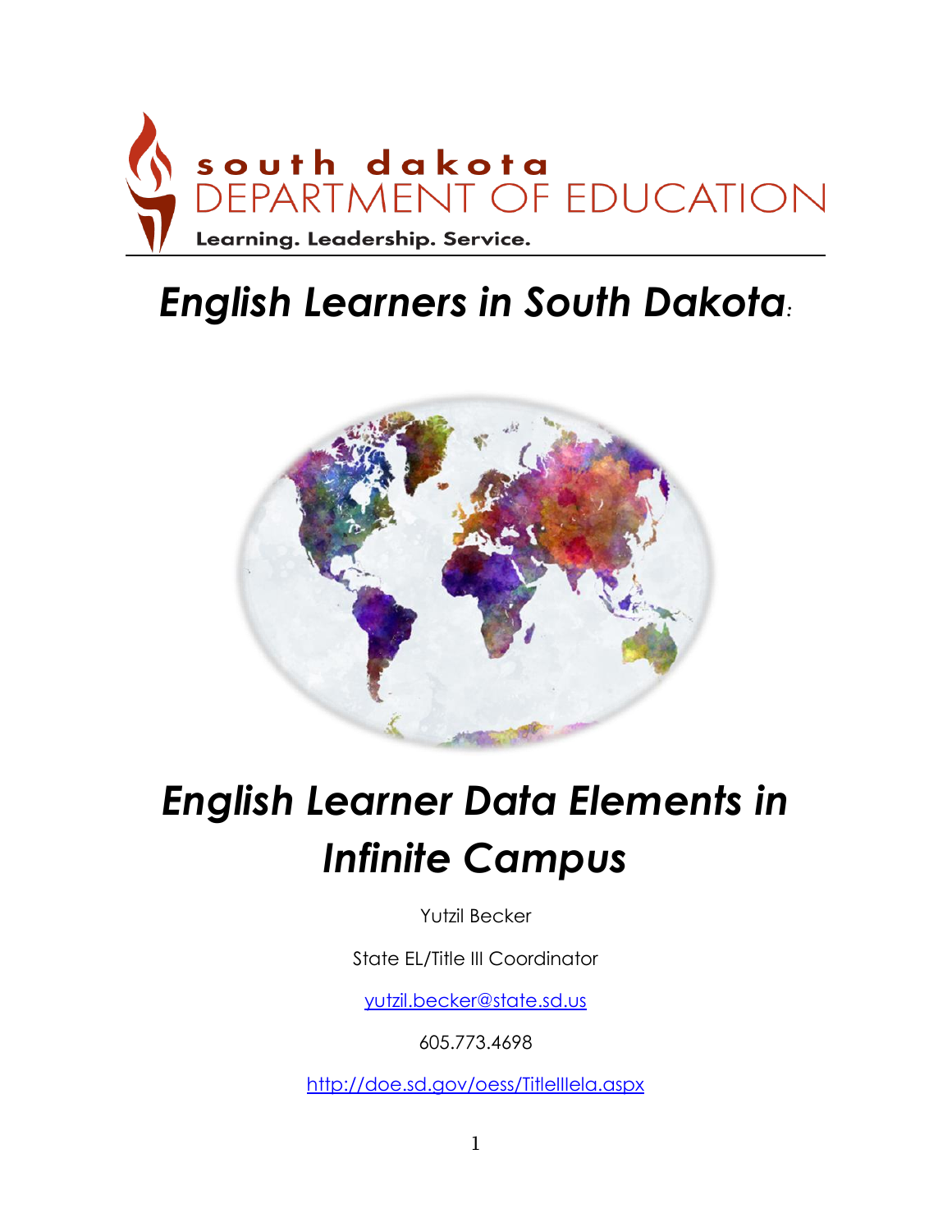south dakota
DEPARTMENT OF EDUCATION
Learning. Leadership. Service.

# *English Learners in South Dakota:*

# *English Learner Data Elements in Infinite Campus*

Yutzil Becker

State EL/Title III Coordinator

yutzil.becker@state.sd.us

605.773.4698

http://doe.sd.gov/oess/TitleIIIela.aspx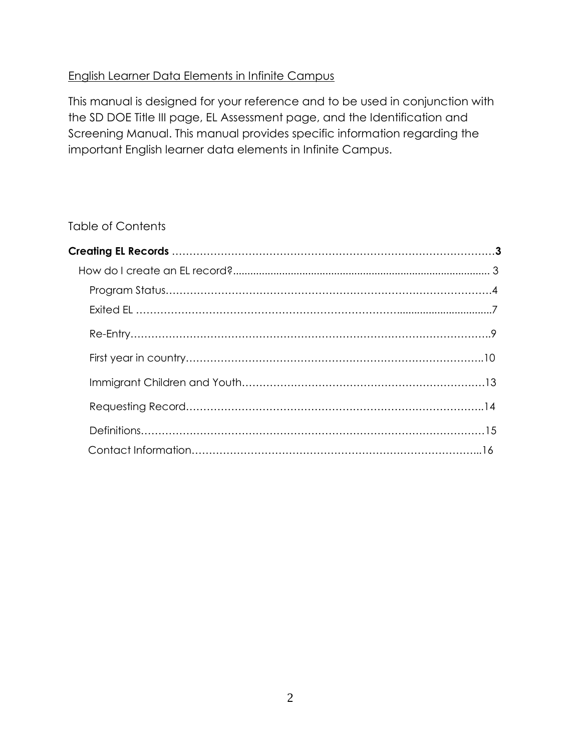English Learner Data Elements in Infinite Campus

This manual is designed for your reference and to be used in conjunction with the SD DOE Title III page, EL Assessment page, and the Identification and Screening Manual. This manual provides specific information regarding the important English learner data elements in Infinite Campus.

Table of Contents

**Creating EL Records** ……………………………………………………………………………………**3**

- How do I create an EL record?........................................................................................ 3
  - Program Status………………………………………………………………………………………4
  - Exited EL ……………………………………………………………………...............................7
  - Re-Entry…………………………………………………………………………………………..9
  - First year in country……………………………………………………………………………..10
  - Immigrant Children and Youth………………………………………………………………13
  - Requesting Record……………………………………………………………………………..14
  - Definitions………………………………………………………………………………………15
  - Contact Information…………………………………………………………………………...16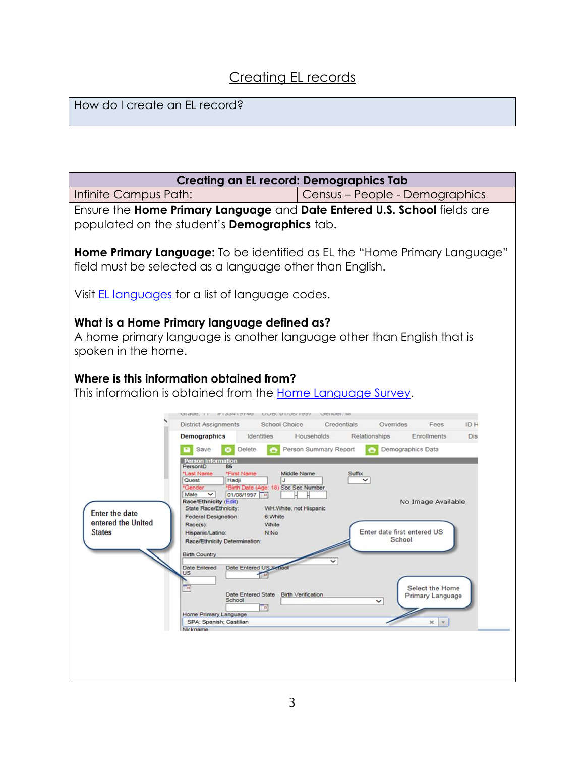# Creating EL records

| How do I create an EL record? |
| --- |

| Creating an EL record: Demographics Tab | |
| --- | --- |
| Infinite Campus Path: | Census – People - Demographics |

Ensure the **Home Primary Language** and **Date Entered U.S. School** fields are populated on the student's **Demographics** tab.

**Home Primary Language:** To be identified as EL the "Home Primary Language" field must be selected as a language other than English.

Visit EL languages for a list of language codes.

**What is a Home Primary language defined as?**
A home primary language is another language other than English that is spoken in the home.

**Where is this information obtained from?**
This information is obtained from the Home Language Survey.

Enter the date entered the United States

Enter date first entered US School

Select the Home Primary Language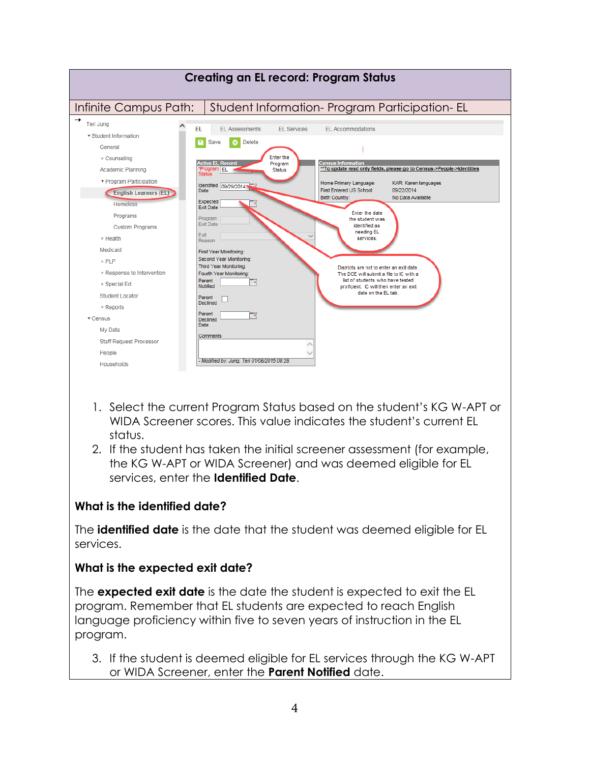## Creating an EL record: Program Status

| Infinite Campus Path: | Student Information- Program Participation- EL |
|---|---|

1. Select the current Program Status based on the student's KG W-APT or WIDA Screener scores. This value indicates the student's current EL status.
2. If the student has taken the initial screener assessment (for example, the KG W-APT or WIDA Screener) and was deemed eligible for EL services, enter the **Identified Date**.

**What is the identified date?**

The **identified date** is the date that the student was deemed eligible for EL services.

**What is the expected exit date?**

The **expected exit date** is the date the student is expected to exit the EL program. Remember that EL students are expected to reach English language proficiency within five to seven years of instruction in the EL program.

3. If the student is deemed eligible for EL services through the KG W-APT or WIDA Screener, enter the **Parent Notified** date.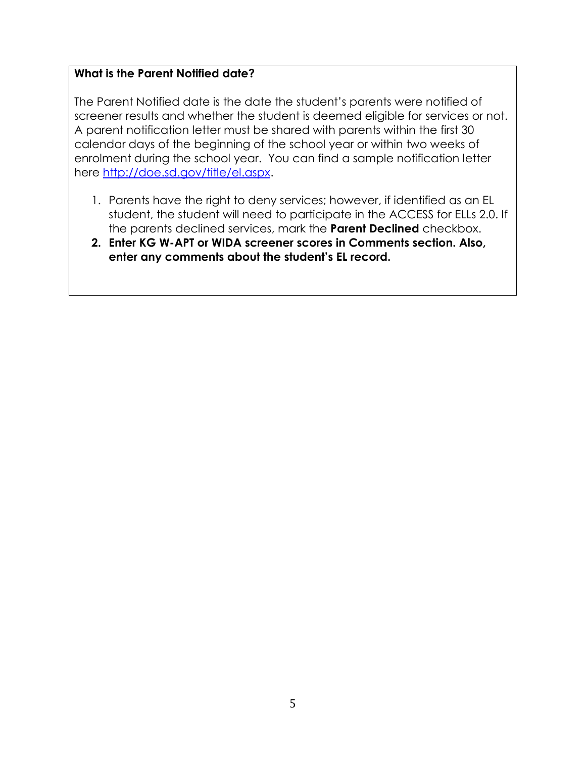**What is the Parent Notified date?**

The Parent Notified date is the date the student's parents were notified of screener results and whether the student is deemed eligible for services or not. A parent notification letter must be shared with parents within the first 30 calendar days of the beginning of the school year or within two weeks of enrolment during the school year. You can find a sample notification letter here http://doe.sd.gov/title/el.aspx.

1. Parents have the right to deny services; however, if identified as an EL student, the student will need to participate in the ACCESS for ELLs 2.0. If the parents declined services, mark the **Parent Declined** checkbox.
2. **Enter KG W-APT or WIDA screener scores in Comments section. Also, enter any comments about the student's EL record.**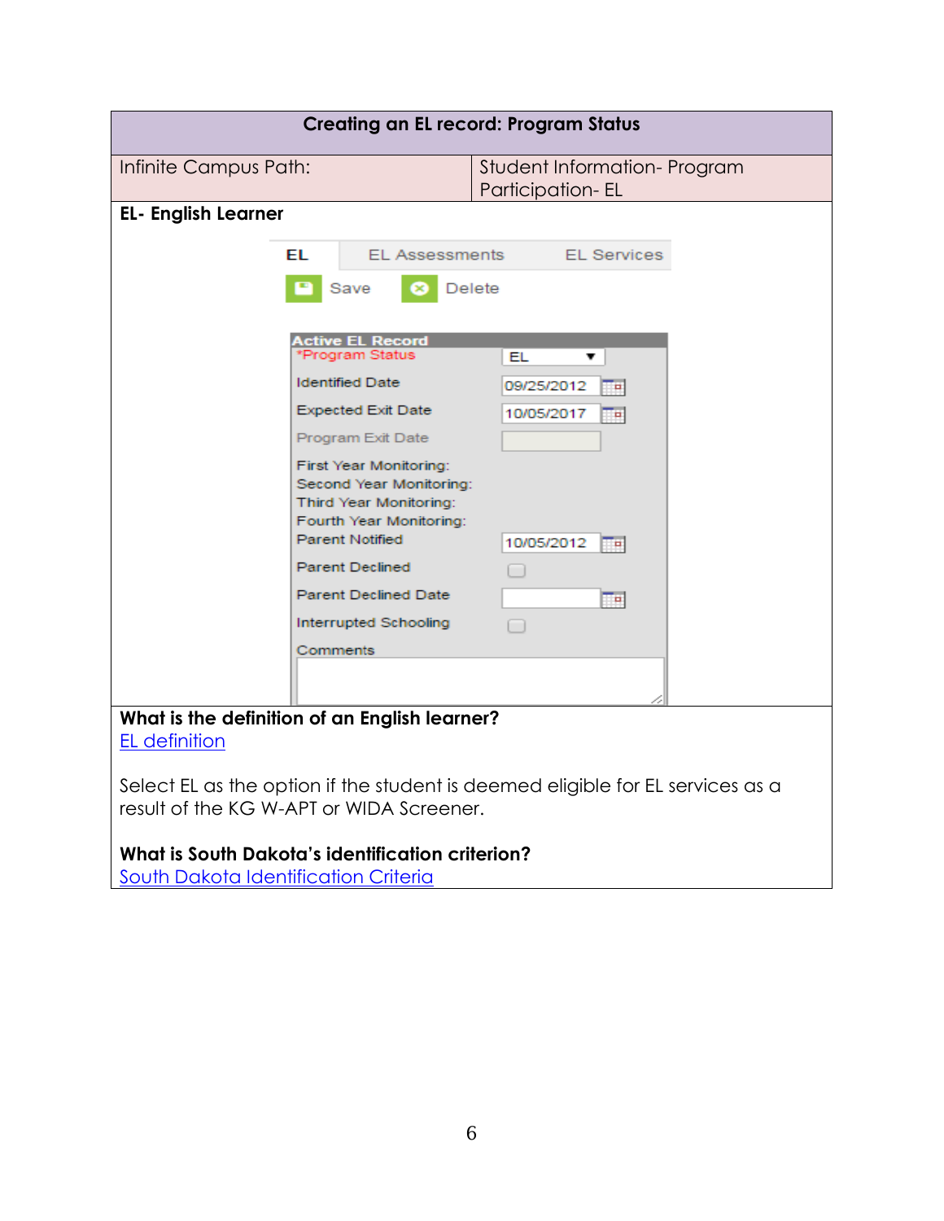| Creating an EL record: Program Status | |
|---|---|
| Infinite Campus Path: | Student Information- Program Participation- EL |

**EL- English Learner**

EL | EL Assessments | EL Services

Save Delete

**Active EL Record**

| | |
|---|---|
| *Program Status | EL |
| Identified Date | 09/25/2012 |
| Expected Exit Date | 10/05/2017 |
| Program Exit Date | |
| First Year Monitoring: | |
| Second Year Monitoring: | |
| Third Year Monitoring: | |
| Fourth Year Monitoring: | |
| Parent Notified | 10/05/2012 |
| Parent Declined | |
| Parent Declined Date | |
| Interrupted Schooling | |
| Comments | |

**What is the definition of an English learner?**

EL definition

Select EL as the option if the student is deemed eligible for EL services as a result of the KG W-APT or WIDA Screener.

**What is South Dakota's identification criterion?**

South Dakota Identification Criteria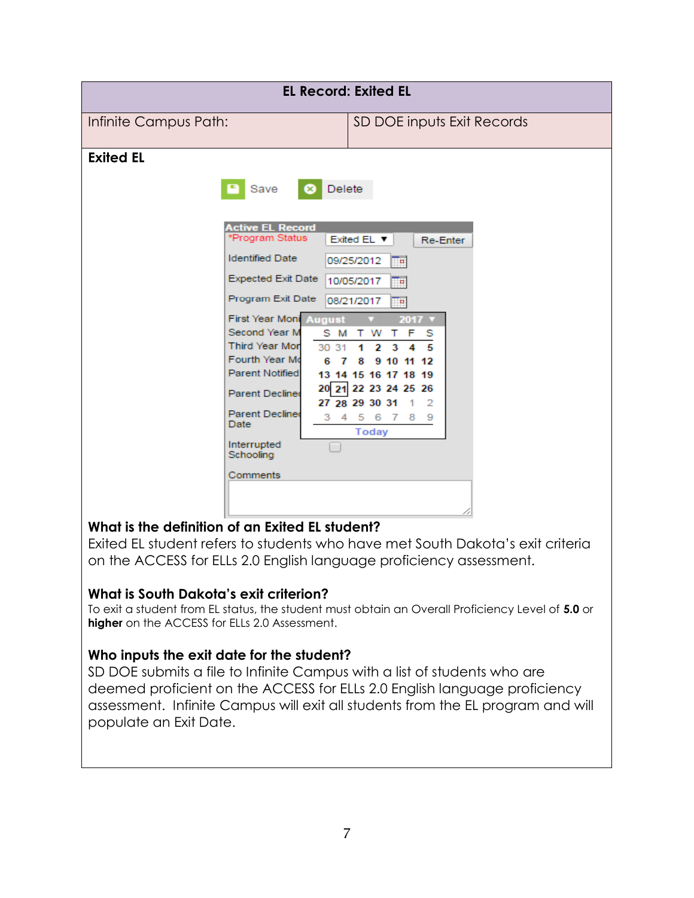| EL Record: Exited EL | |
|---|---|
| Infinite Campus Path: | SD DOE inputs Exit Records |

**Exited EL**

**What is the definition of an Exited EL student?**
Exited EL student refers to students who have met South Dakota's exit criteria on the ACCESS for ELLs 2.0 English language proficiency assessment.

**What is South Dakota's exit criterion?**
To exit a student from EL status, the student must obtain an Overall Proficiency Level of **5.0** or **higher** on the ACCESS for ELLs 2.0 Assessment.

**Who inputs the exit date for the student?**
SD DOE submits a file to Infinite Campus with a list of students who are deemed proficient on the ACCESS for ELLs 2.0 English language proficiency assessment. Infinite Campus will exit all students from the EL program and will populate an Exit Date.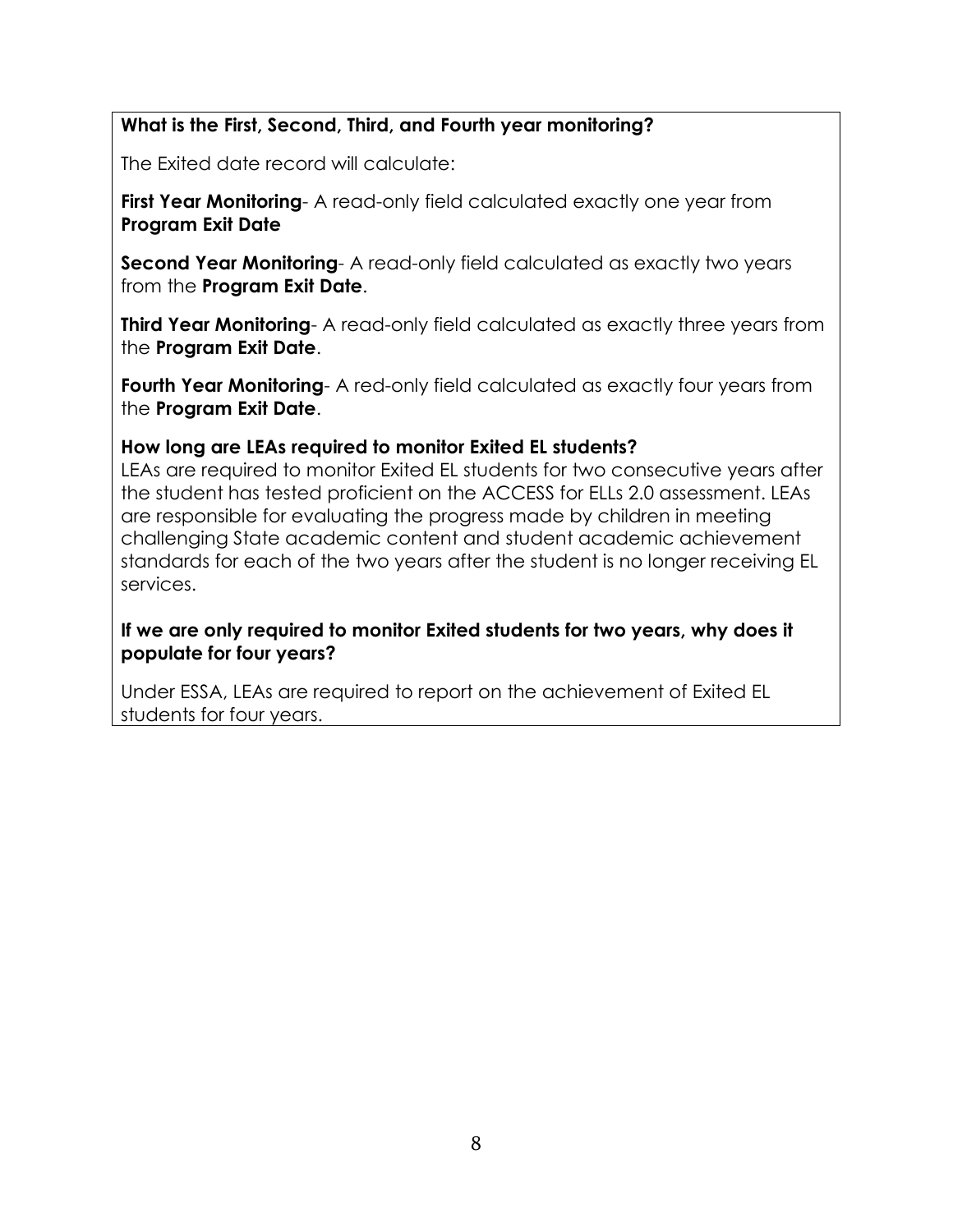**What is the First, Second, Third, and Fourth year monitoring?**

The Exited date record will calculate:

**First Year Monitoring**- A read-only field calculated exactly one year from **Program Exit Date**

**Second Year Monitoring**- A read-only field calculated as exactly two years from the **Program Exit Date**.

**Third Year Monitoring**- A read-only field calculated as exactly three years from the **Program Exit Date**.

**Fourth Year Monitoring**- A red-only field calculated as exactly four years from the **Program Exit Date**.

**How long are LEAs required to monitor Exited EL students?**

LEAs are required to monitor Exited EL students for two consecutive years after the student has tested proficient on the ACCESS for ELLs 2.0 assessment. LEAs are responsible for evaluating the progress made by children in meeting challenging State academic content and student academic achievement standards for each of the two years after the student is no longer receiving EL services.

**If we are only required to monitor Exited students for two years, why does it populate for four years?**

Under ESSA, LEAs are required to report on the achievement of Exited EL students for four years.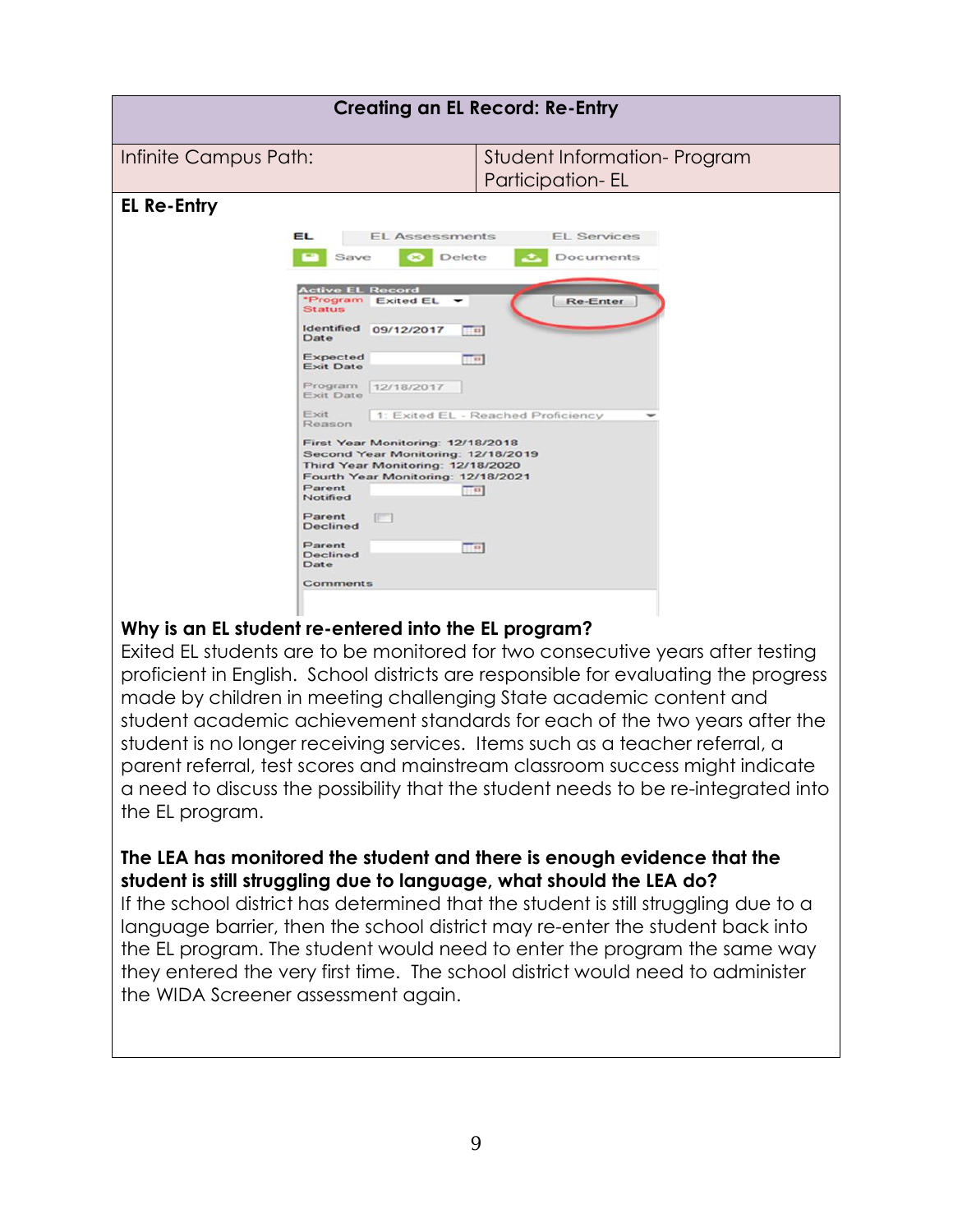| Creating an EL Record: Re-Entry | |
|---|---|
| Infinite Campus Path: | Student Information- Program Participation- EL |

**EL Re-Entry**

**Why is an EL student re-entered into the EL program?**

Exited EL students are to be monitored for two consecutive years after testing proficient in English. School districts are responsible for evaluating the progress made by children in meeting challenging State academic content and student academic achievement standards for each of the two years after the student is no longer receiving services. Items such as a teacher referral, a parent referral, test scores and mainstream classroom success might indicate a need to discuss the possibility that the student needs to be re-integrated into the EL program.

**The LEA has monitored the student and there is enough evidence that the student is still struggling due to language, what should the LEA do?**

If the school district has determined that the student is still struggling due to a language barrier, then the school district may re-enter the student back into the EL program. The student would need to enter the program the same way they entered the very first time. The school district would need to administer the WIDA Screener assessment again.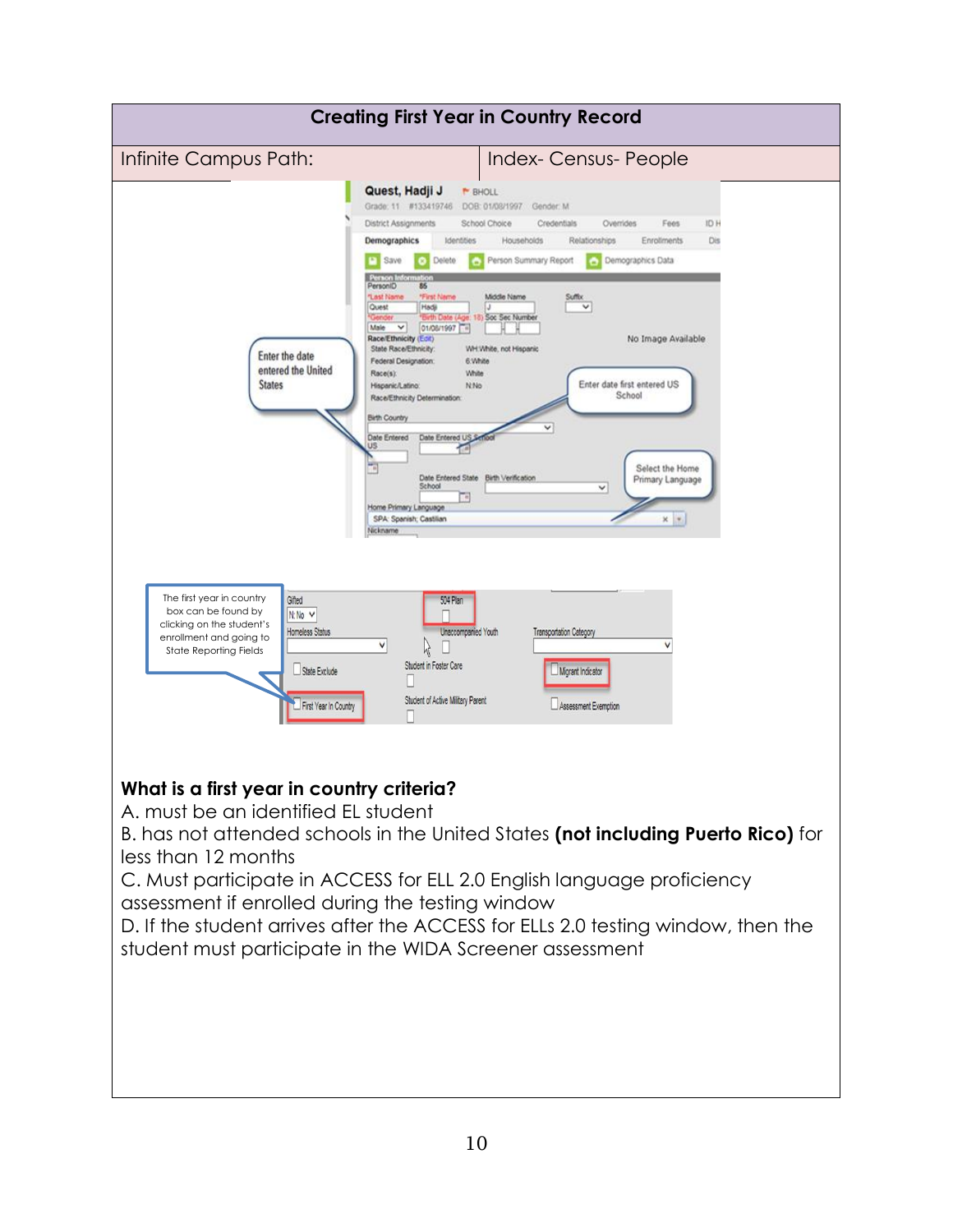| Creating First Year in Country Record | |
|---|---|
| Infinite Campus Path: | Index- Census- People |

Enter the date entered the United States

Enter date first entered US School

Select the Home Primary Language

The first year in country box can be found by clicking on the student's enrollment and going to State Reporting Fields

**What is a first year in country criteria?**

A. must be an identified EL student

B. has not attended schools in the United States **(not including Puerto Rico)** for less than 12 months

C. Must participate in ACCESS for ELL 2.0 English language proficiency assessment if enrolled during the testing window

D. If the student arrives after the ACCESS for ELLs 2.0 testing window, then the student must participate in the WIDA Screener assessment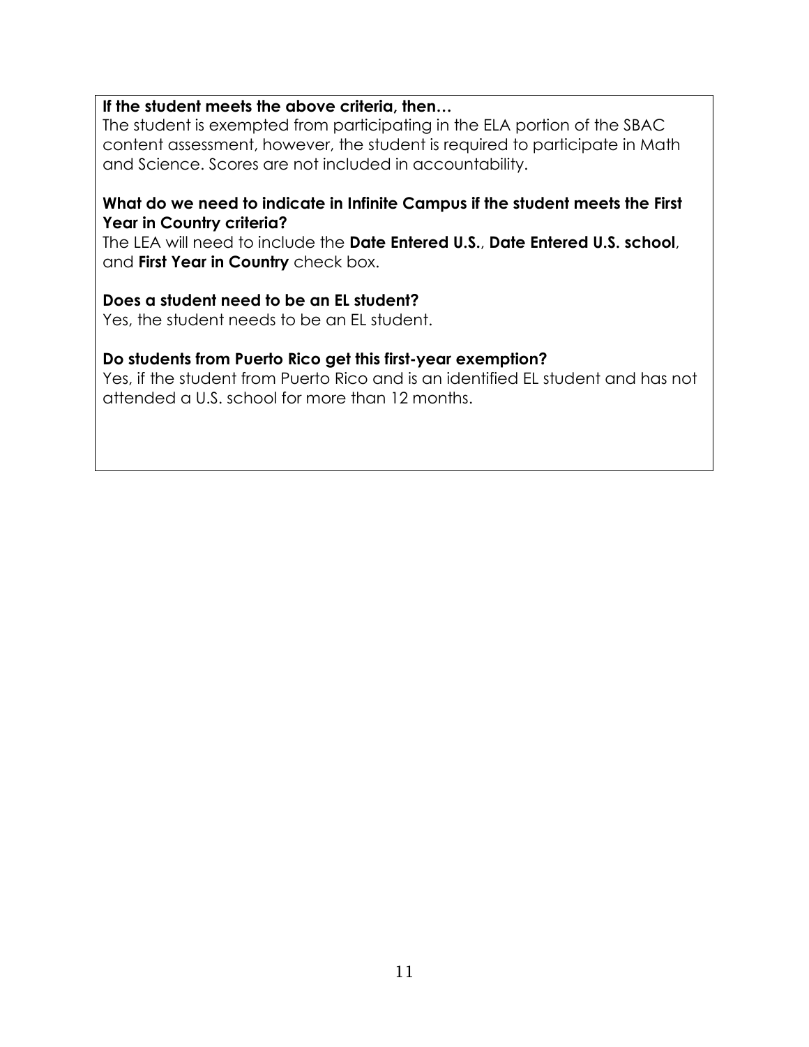**If the student meets the above criteria, then…**

The student is exempted from participating in the ELA portion of the SBAC content assessment, however, the student is required to participate in Math and Science. Scores are not included in accountability.

**What do we need to indicate in Infinite Campus if the student meets the First Year in Country criteria?**

The LEA will need to include the **Date Entered U.S.**, **Date Entered U.S. school**, and **First Year in Country** check box.

**Does a student need to be an EL student?**

Yes, the student needs to be an EL student.

**Do students from Puerto Rico get this first-year exemption?**

Yes, if the student from Puerto Rico and is an identified EL student and has not attended a U.S. school for more than 12 months.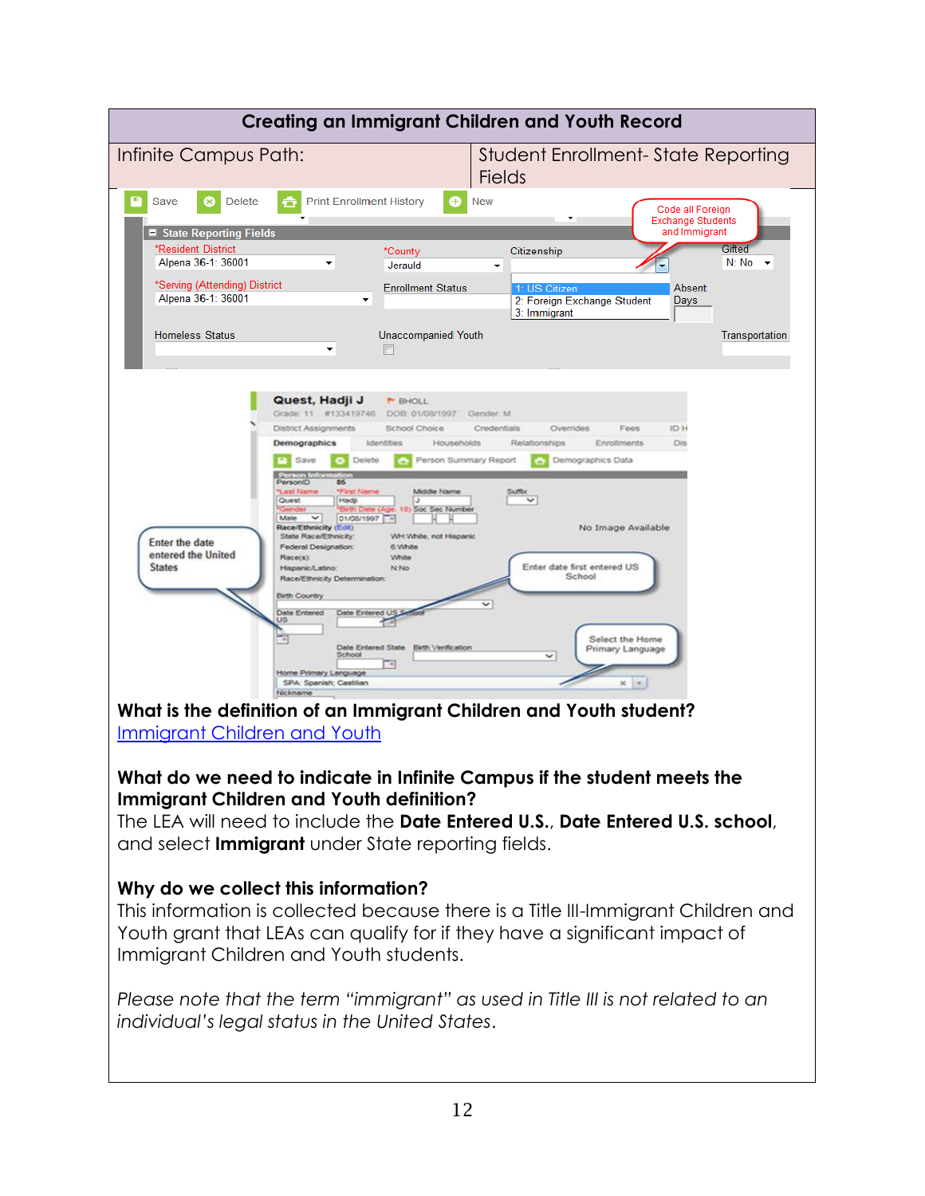## Creating an Immigrant Children and Youth Record

| Infinite Campus Path: | Student Enrollment- State Reporting Fields |
| --- | --- |

**What is the definition of an Immigrant Children and Youth student?**
Immigrant Children and Youth

**What do we need to indicate in Infinite Campus if the student meets the Immigrant Children and Youth definition?**
The LEA will need to include the **Date Entered U.S.**, **Date Entered U.S. school**, and select **Immigrant** under State reporting fields.

**Why do we collect this information?**
This information is collected because there is a Title III-Immigrant Children and Youth grant that LEAs can qualify for if they have a significant impact of Immigrant Children and Youth students.

*Please note that the term "immigrant" as used in Title III is not related to an individual's legal status in the United States.*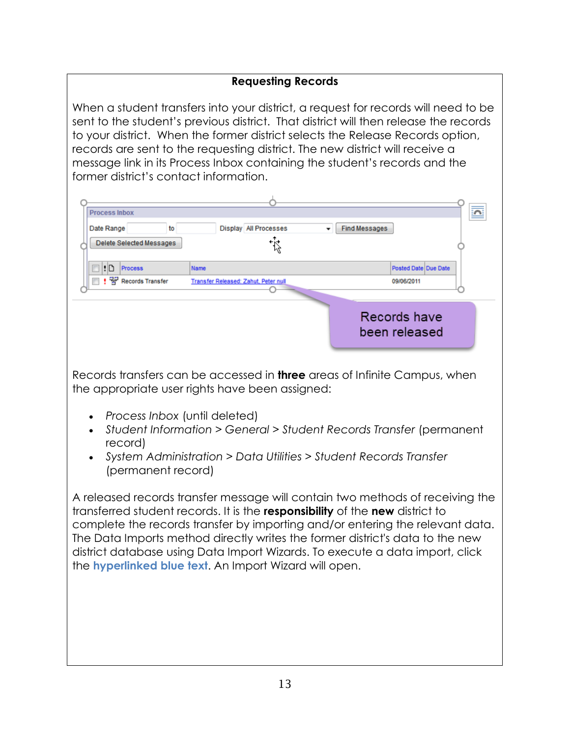## Requesting Records

When a student transfers into your district, a request for records will need to be sent to the student's previous district. That district will then release the records to your district. When the former district selects the Release Records option, records are sent to the requesting district. The new district will receive a message link in its Process Inbox containing the student's records and the former district's contact information.

Records transfers can be accessed in **three** areas of Infinite Campus, when the appropriate user rights have been assigned:

- *Process Inbox* (until deleted)
- *Student Information > General > Student Records Transfer* (permanent record)
- *System Administration > Data Utilities > Student Records Transfer* (permanent record)

A released records transfer message will contain two methods of receiving the transferred student records. It is the **responsibility** of the **new** district to complete the records transfer by importing and/or entering the relevant data. The Data Imports method directly writes the former district's data to the new district database using Data Import Wizards. To execute a data import, click the **hyperlinked blue text**. An Import Wizard will open.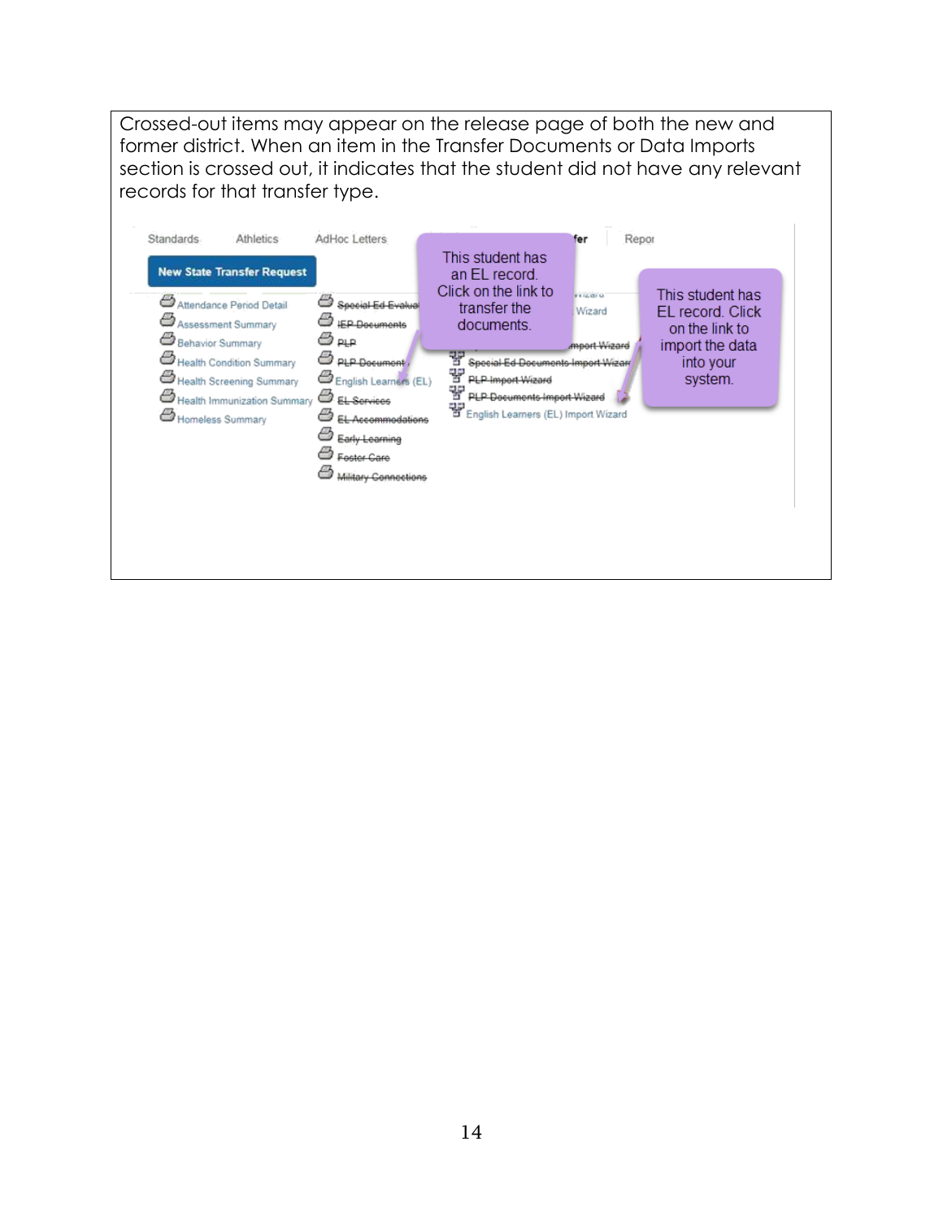Crossed-out items may appear on the release page of both the new and former district. When an item in the Transfer Documents or Data Imports section is crossed out, it indicates that the student did not have any relevant records for that transfer type.

Standards
Athletics
AdHoc Letters
fer
Repor

New State Transfer Request

Attendance Period Detail
Assessment Summary
Behavior Summary
Health Condition Summary
Health Screening Summary
Health Immunization Summary
Homeless Summary

~~Special Ed Evaluat~~
~~IEP Documents~~
~~PLP~~
~~PLP Document~~
English Learners (EL)
~~EL Services~~
~~EL Accommodations~~
~~Early Learning~~
~~Foster Care~~
~~Military Connections~~

Wizard
~~Import Wizard~~
~~Special Ed Documents Import Wizard~~
~~PLP Import Wizard~~
~~PLP Documents Import Wizard~~
English Learners (EL) Import Wizard

This student has an EL record. Click on the link to transfer the documents.

This student has EL record. Click on the link to import the data into your system.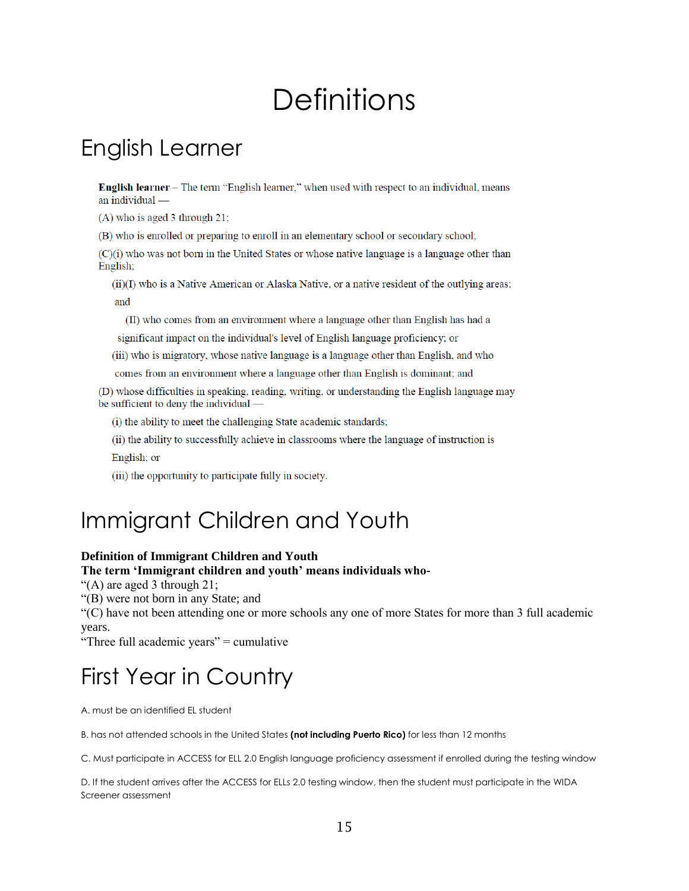# Definitions

## English Learner

**English learner** – The term "English learner," when used with respect to an individual, means an individual —

(A) who is aged 3 through 21;

(B) who is enrolled or preparing to enroll in an elementary school or secondary school;

(C)(i) who was not born in the United States or whose native language is a language other than English;

(ii)(I) who is a Native American or Alaska Native, or a native resident of the outlying areas; and

(II) who comes from an environment where a language other than English has had a significant impact on the individual's level of English language proficiency; or

(iii) who is migratory, whose native language is a language other than English, and who comes from an environment where a language other than English is dominant; and

(D) whose difficulties in speaking, reading, writing, or understanding the English language may be sufficient to deny the individual —

(i) the ability to meet the challenging State academic standards;

(ii) the ability to successfully achieve in classrooms where the language of instruction is English; or

(iii) the opportunity to participate fully in society.

## Immigrant Children and Youth

**Definition of Immigrant Children and Youth**
**The term 'Immigrant children and youth' means individuals who-**
"(A) are aged 3 through 21;
"(B) were not born in any State; and
"(C) have not been attending one or more schools any one of more States for more than 3 full academic years.
"Three full academic years" = cumulative

## First Year in Country

A. must be an identified EL student

B. has not attended schools in the United States **(not including Puerto Rico)** for less than 12 months

C. Must participate in ACCESS for ELL 2.0 English language proficiency assessment if enrolled during the testing window

D. If the student arrives after the ACCESS for ELLs 2.0 testing window, then the student must participate in the WIDA Screener assessment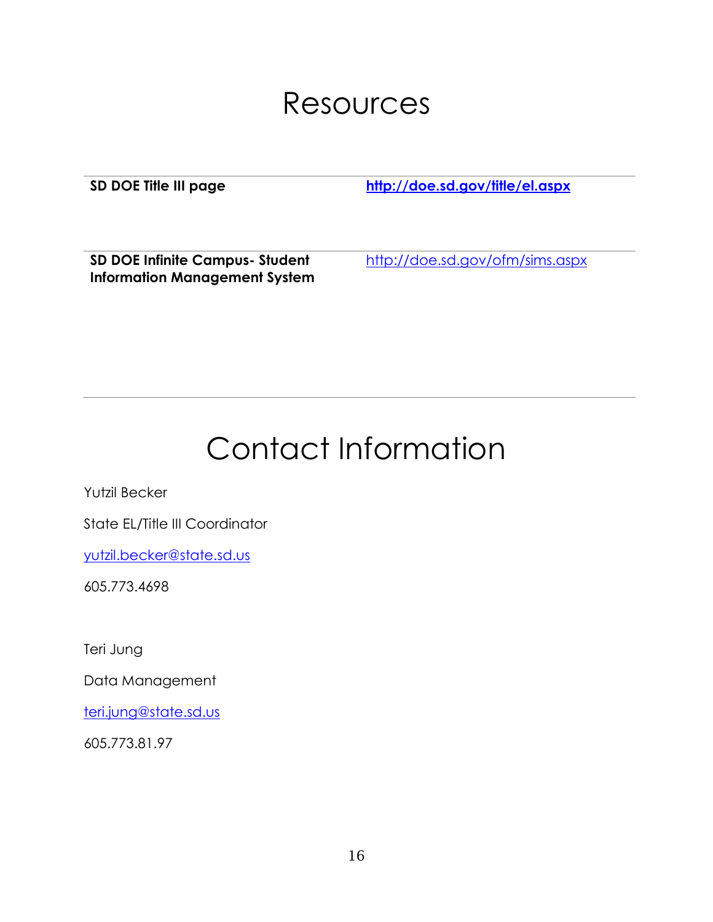# Resources

| | |
|---|---|
| **SD DOE Title III page** | **http://doe.sd.gov/title/el.aspx** |
| **SD DOE Infinite Campus- Student Information Management System** | http://doe.sd.gov/ofm/sims.aspx |

# Contact Information

Yutzil Becker

State EL/Title III Coordinator

yutzil.becker@state.sd.us

605.773.4698

Teri Jung

Data Management

teri.jung@state.sd.us

605.773.81.97